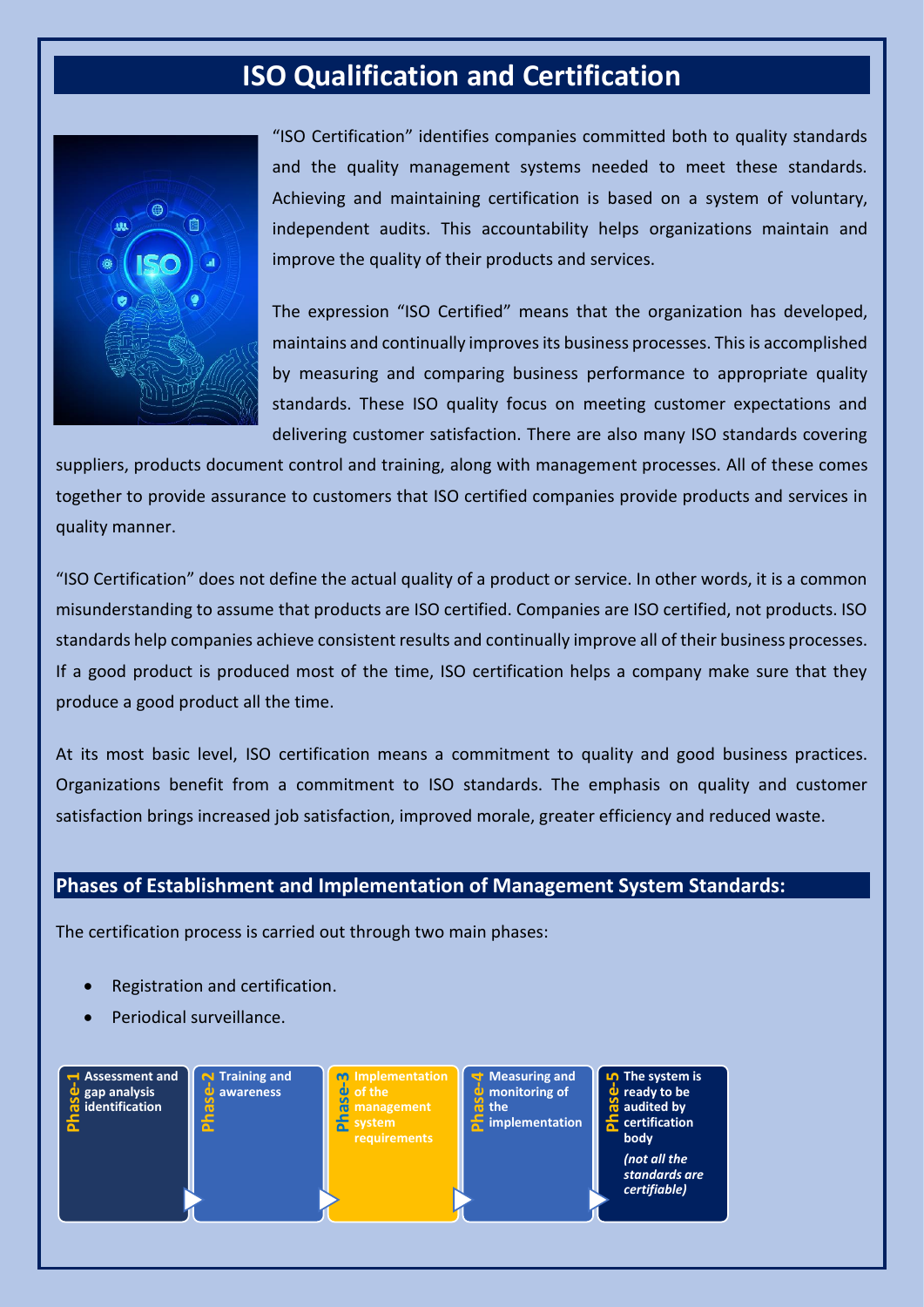# ISO Qualification and Certification

"ISO Certification" identifies companies committed both to quality standards and the quality management systems needed to meet these standards. Achieving and maintaining certification is based on a system of voluntary, independent audits. This accountability helps organizations maintain and improve the quality of their products and services.

The expression "ISO Certified" means that the organization has developed, maintains and continually improves its business processes. This is accomplished by measuring and comparing business performance to appropriate quality standards. These ISO quality focus on meeting customer expectations and delivering customer satisfaction. There are also many ISO standards covering suppliers, products document control and training, along with management processes. All of these comes together to provide assurance to customers that ISO certified companies provide products and services in quality manner.

"ISO Certification" does not define the actual quality of a product or service. In other words, it is a common misunderstanding to assume that products are ISO certified. Companies are ISO certified, not products. ISO standards help companies achieve consistent results and continually improve all of their business processes. If a good product is produced most of the time, ISO certification helps a company make sure that they produce a good product all the time.

At its most basic level, ISO certification means a commitment to quality and good business practices. Organizations benefit from a commitment to ISO standards. The emphasis on quality and customer satisfaction brings increased job satisfaction, improved morale, greater efficiency and reduced waste.

## Phases of Establishment and Implementation of Management System Standards:

The certification process is carried out through two main phases:

- Registration and certification.
- Periodical surveillance.

- **Phase-1**: Assessment and gap analysis identification
- **Phase-2**: Training and awareness
- **Phase-3**: Implementation of the management system requirements
- **Phase-4**: Measuring and monitoring of the implementation
- **Phase-5**: The system is ready to be audited by certification body *(not all the standards are certifiable)*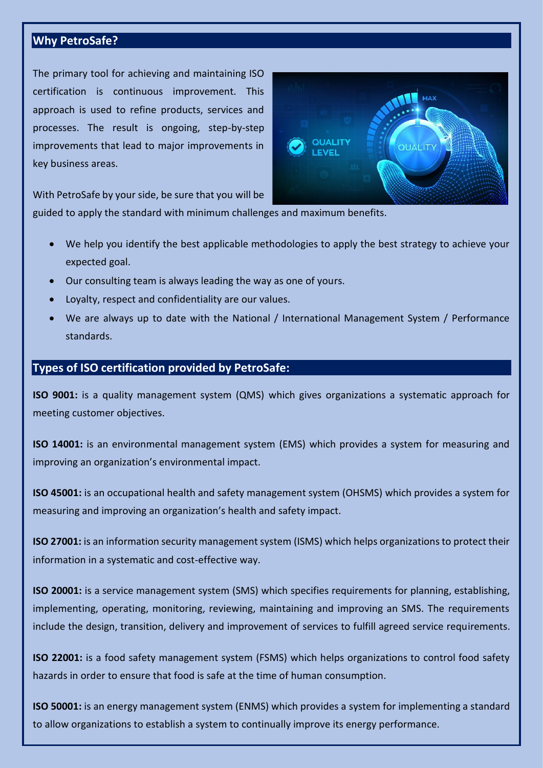## Why PetroSafe?

The primary tool for achieving and maintaining ISO certification is continuous improvement. This approach is used to refine products, services and processes. The result is ongoing, step-by-step improvements that lead to major improvements in key business areas.

With PetroSafe by your side, be sure that you will be guided to apply the standard with minimum challenges and maximum benefits.

- We help you identify the best applicable methodologies to apply the best strategy to achieve your expected goal.
- Our consulting team is always leading the way as one of yours.
- Loyalty, respect and confidentiality are our values.
- We are always up to date with the National / International Management System / Performance standards.

## Types of ISO certification provided by PetroSafe:

**ISO 9001:** is a quality management system (QMS) which gives organizations a systematic approach for meeting customer objectives.

**ISO 14001:** is an environmental management system (EMS) which provides a system for measuring and improving an organization's environmental impact.

**ISO 45001:** is an occupational health and safety management system (OHSMS) which provides a system for measuring and improving an organization's health and safety impact.

**ISO 27001:** is an information security management system (ISMS) which helps organizations to protect their information in a systematic and cost-effective way.

**ISO 20001:** is a service management system (SMS) which specifies requirements for planning, establishing, implementing, operating, monitoring, reviewing, maintaining and improving an SMS. The requirements include the design, transition, delivery and improvement of services to fulfill agreed service requirements.

**ISO 22001:** is a food safety management system (FSMS) which helps organizations to control food safety hazards in order to ensure that food is safe at the time of human consumption.

**ISO 50001:** is an energy management system (ENMS) which provides a system for implementing a standard to allow organizations to establish a system to continually improve its energy performance.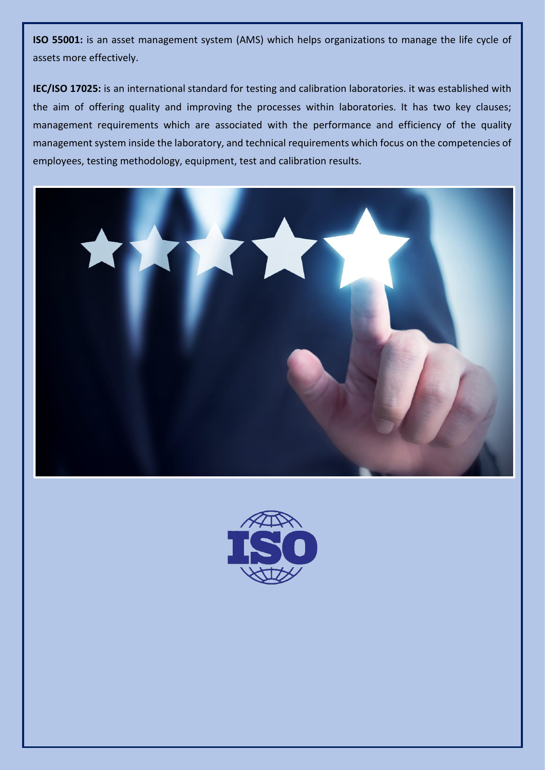**ISO 55001:** is an asset management system (AMS) which helps organizations to manage the life cycle of assets more effectively.

**IEC/ISO 17025:** is an international standard for testing and calibration laboratories. it was established with the aim of offering quality and improving the processes within laboratories. It has two key clauses; management requirements which are associated with the performance and efficiency of the quality management system inside the laboratory, and technical requirements which focus on the competencies of employees, testing methodology, equipment, test and calibration results.